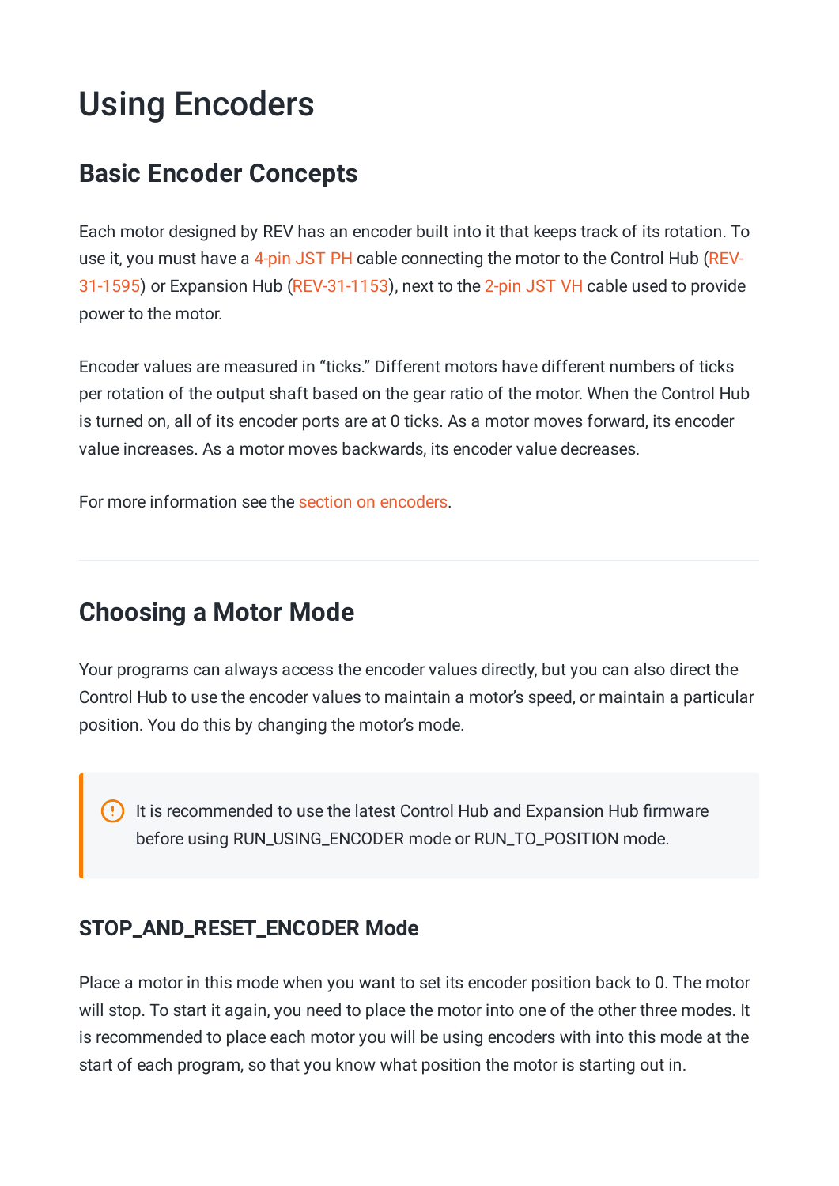# Using Encoders

## Basic Encoder Concepts

Each motor designed by REV has an encoder built into it that keeps track of its rotation. To use it, you must have a 4-pin JST PH cable connecting the motor to the Control Hub (REV-31-1595) or Expansion Hub (REV-31-1153), next to the 2-pin JST VH cable used to provide power to the motor.

Encoder values are measured in "ticks." Different motors have different numbers of ticks per rotation of the output shaft based on the gear ratio of the motor. When the Control Hub is turned on, all of its encoder ports are at 0 ticks. As a motor moves forward, its encoder value increases. As a motor moves backwards, its encoder value decreases.

For more information see the section on encoders.

---

## Choosing a Motor Mode

Your programs can always access the encoder values directly, but you can also direct the Control Hub to use the encoder values to maintain a motor's speed, or maintain a particular position. You do this by changing the motor's mode.

> It is recommended to use the latest Control Hub and Expansion Hub firmware before using RUN_USING_ENCODER mode or RUN_TO_POSITION mode.

### STOP_AND_RESET_ENCODER Mode

Place a motor in this mode when you want to set its encoder position back to 0. The motor will stop. To start it again, you need to place the motor into one of the other three modes. It is recommended to place each motor you will be using encoders with into this mode at the start of each program, so that you know what position the motor is starting out in.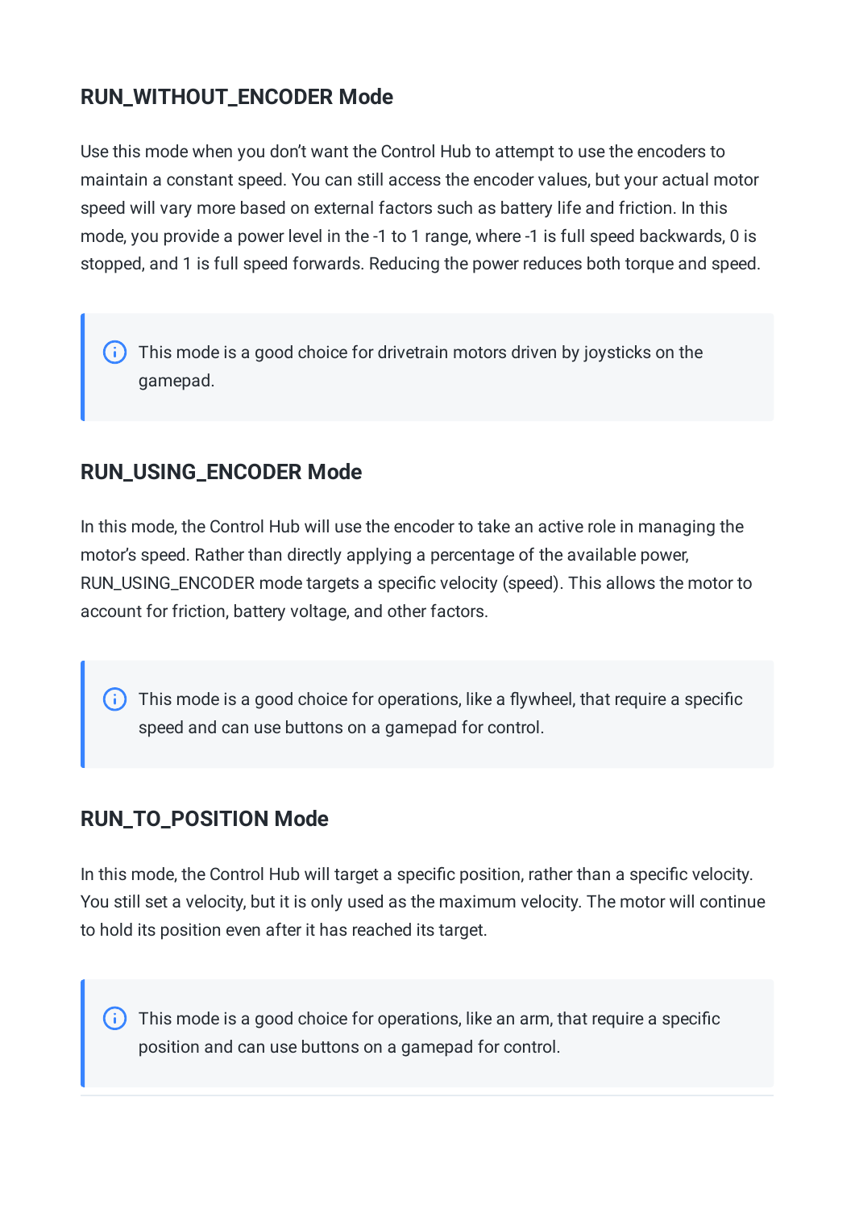### RUN_WITHOUT_ENCODER Mode

Use this mode when you don't want the Control Hub to attempt to use the encoders to maintain a constant speed. You can still access the encoder values, but your actual motor speed will vary more based on external factors such as battery life and friction. In this mode, you provide a power level in the -1 to 1 range, where -1 is full speed backwards, 0 is stopped, and 1 is full speed forwards. Reducing the power reduces both torque and speed.

> This mode is a good choice for drivetrain motors driven by joysticks on the gamepad.

### RUN_USING_ENCODER Mode

In this mode, the Control Hub will use the encoder to take an active role in managing the motor's speed. Rather than directly applying a percentage of the available power, RUN_USING_ENCODER mode targets a specific velocity (speed). This allows the motor to account for friction, battery voltage, and other factors.

> This mode is a good choice for operations, like a flywheel, that require a specific speed and can use buttons on a gamepad for control.

### RUN_TO_POSITION Mode

In this mode, the Control Hub will target a specific position, rather than a specific velocity. You still set a velocity, but it is only used as the maximum velocity. The motor will continue to hold its position even after it has reached its target.

> This mode is a good choice for operations, like an arm, that require a specific position and can use buttons on a gamepad for control.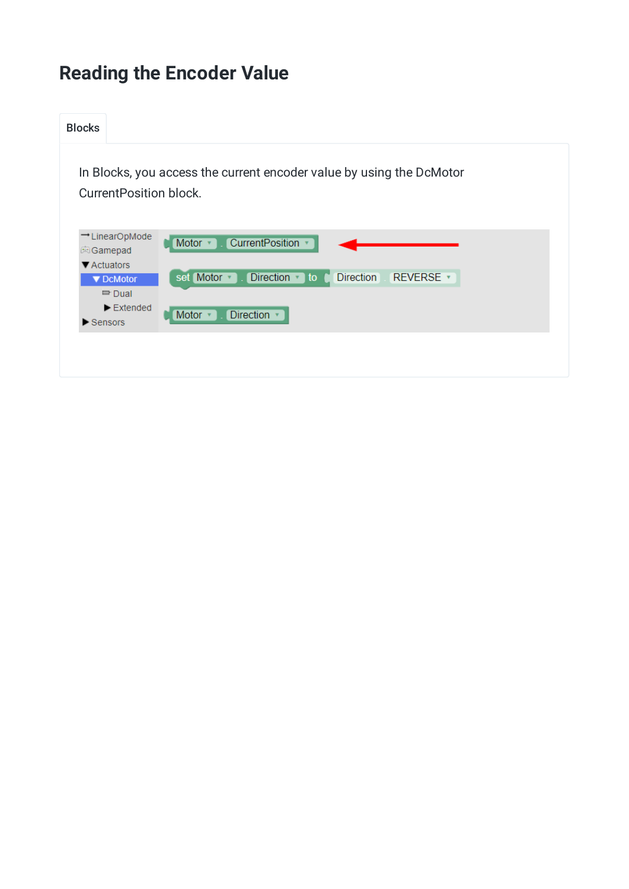# Reading the Encoder Value

Blocks

In Blocks, you access the current encoder value by using the DcMotor CurrentPosition block.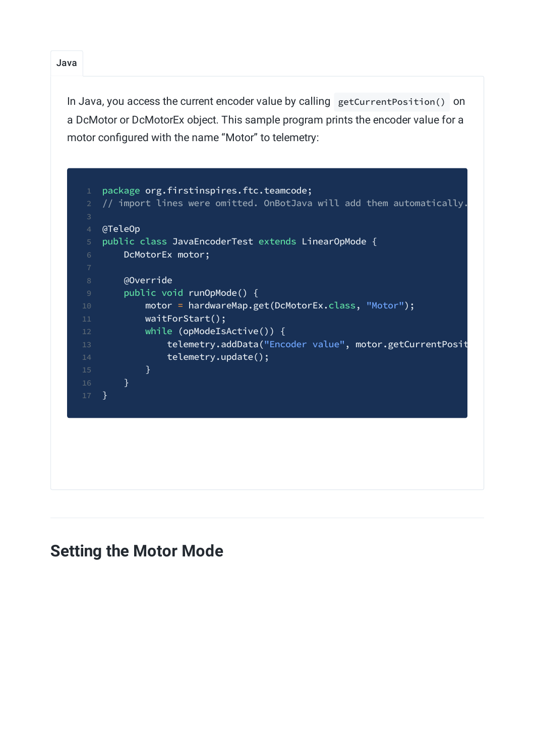Java

In Java, you access the current encoder value by calling `getCurrentPosition()` on a DcMotor or DcMotorEx object. This sample program prints the encoder value for a motor configured with the name “Motor” to telemetry:

```java
package org.firstinspires.ftc.teamcode;
// import lines were omitted. OnBotJava will add them automatically.

@TeleOp
public class JavaEncoderTest extends LinearOpMode {
    DcMotorEx motor;

    @Override
    public void runOpMode() {
        motor = hardwareMap.get(DcMotorEx.class, "Motor");
        waitForStart();
        while (opModeIsActive()) {
            telemetry.addData("Encoder value", motor.getCurrentPosit
            telemetry.update();
        }
    }
}
```

## Setting the Motor Mode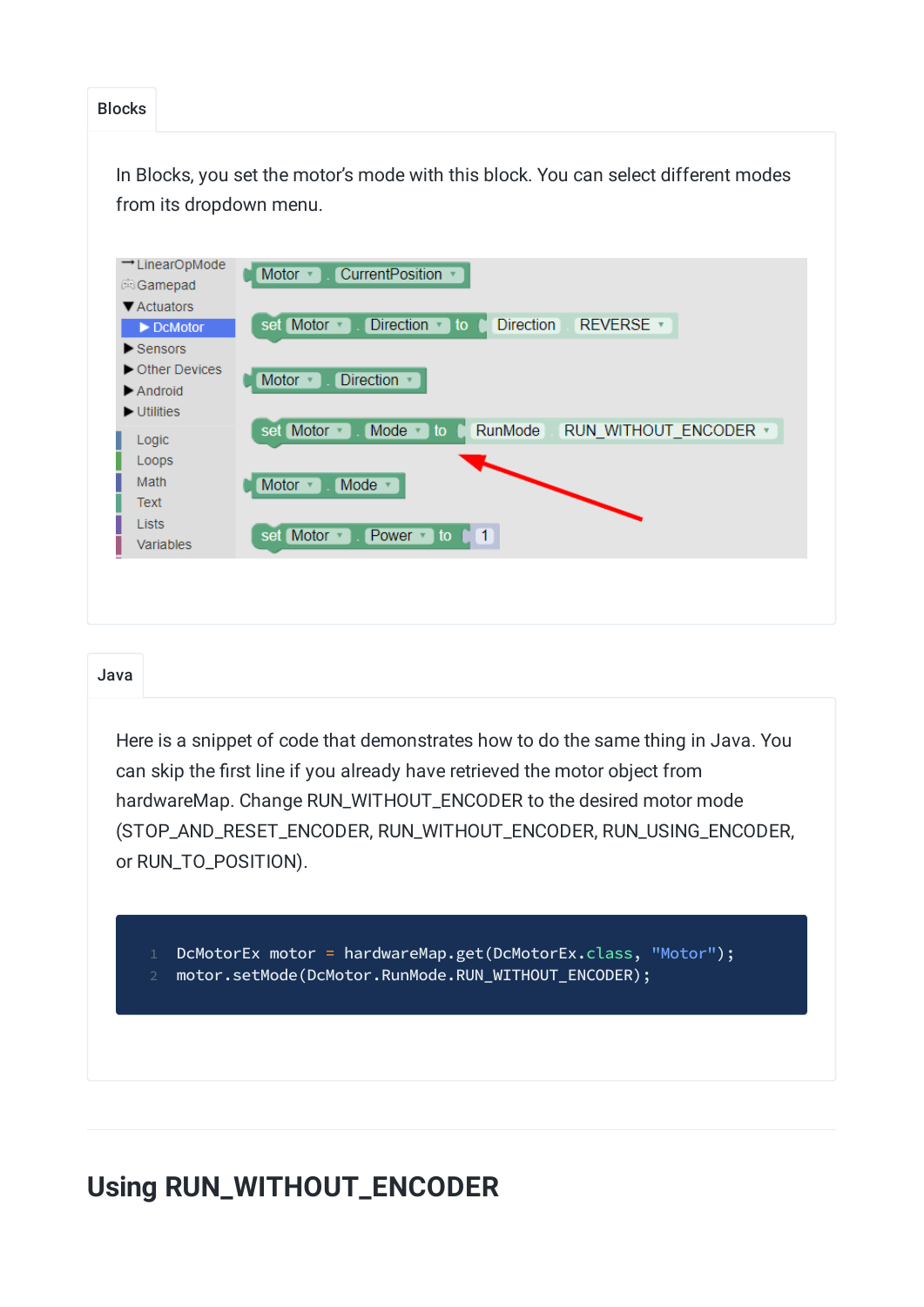Blocks

In Blocks, you set the motor's mode with this block. You can select different modes from its dropdown menu.

Java

Here is a snippet of code that demonstrates how to do the same thing in Java. You can skip the first line if you already have retrieved the motor object from hardwareMap. Change RUN_WITHOUT_ENCODER to the desired motor mode (STOP_AND_RESET_ENCODER, RUN_WITHOUT_ENCODER, RUN_USING_ENCODER, or RUN_TO_POSITION).

```
DcMotorEx motor = hardwareMap.get(DcMotorEx.class, "Motor");
motor.setMode(DcMotor.RunMode.RUN_WITHOUT_ENCODER);
```

## Using RUN_WITHOUT_ENCODER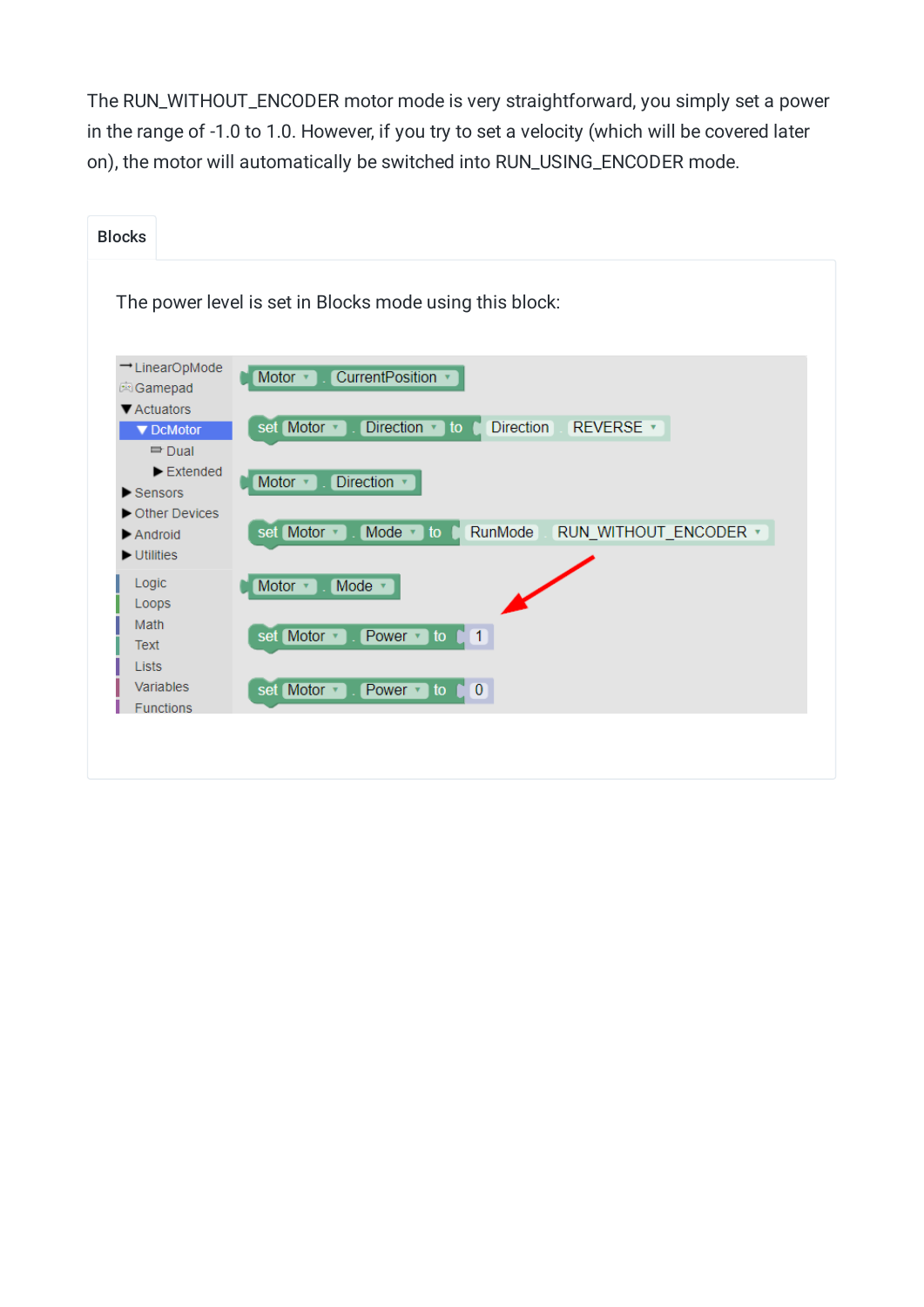The RUN_WITHOUT_ENCODER motor mode is very straightforward, you simply set a power in the range of -1.0 to 1.0. However, if you try to set a velocity (which will be covered later on), the motor will automatically be switched into RUN_USING_ENCODER mode.

Blocks

The power level is set in Blocks mode using this block: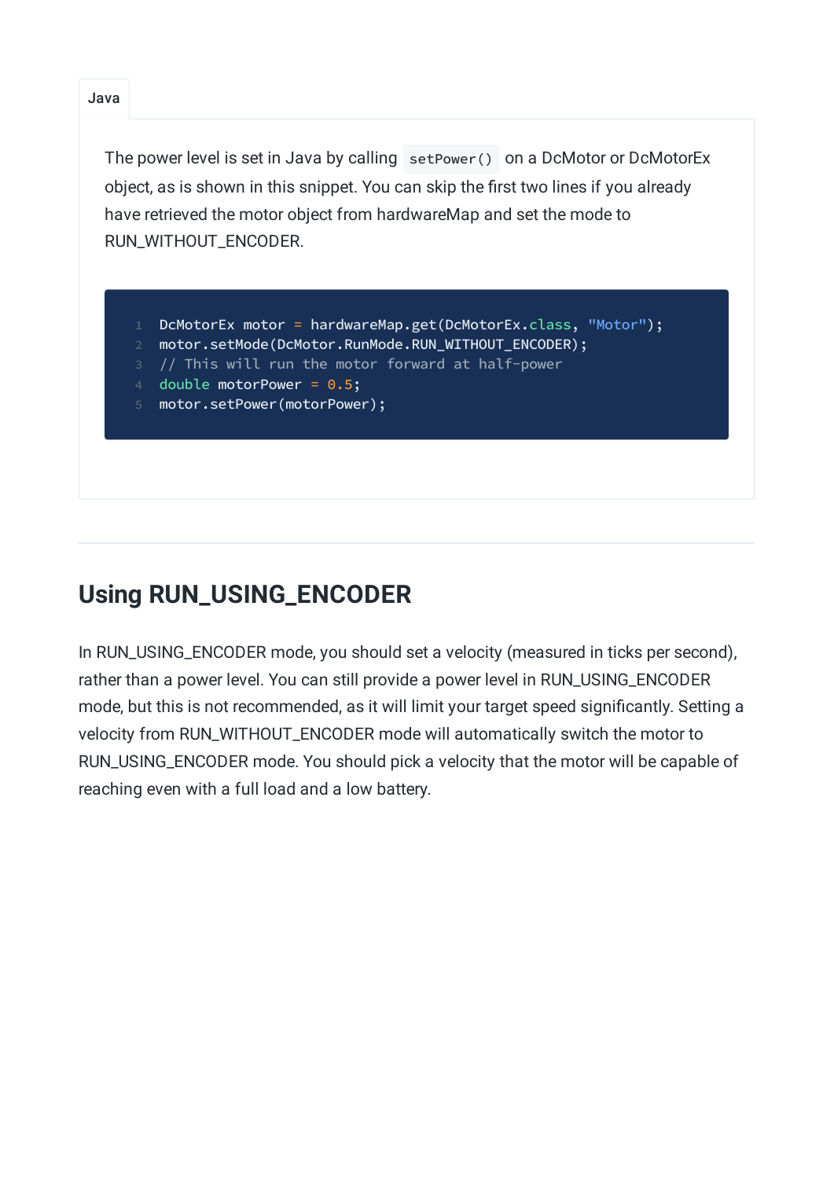Java

The power level is set in Java by calling `setPower()` on a DcMotor or DcMotorEx object, as is shown in this snippet. You can skip the first two lines if you already have retrieved the motor object from hardwareMap and set the mode to RUN_WITHOUT_ENCODER.

```java
DcMotorEx motor = hardwareMap.get(DcMotorEx.class, "Motor");
motor.setMode(DcMotor.RunMode.RUN_WITHOUT_ENCODER);
// This will run the motor forward at half-power
double motorPower = 0.5;
motor.setPower(motorPower);
```

---

## Using RUN_USING_ENCODER

In RUN_USING_ENCODER mode, you should set a velocity (measured in ticks per second), rather than a power level. You can still provide a power level in RUN_USING_ENCODER mode, but this is not recommended, as it will limit your target speed significantly. Setting a velocity from RUN_WITHOUT_ENCODER mode will automatically switch the motor to RUN_USING_ENCODER mode. You should pick a velocity that the motor will be capable of reaching even with a full load and a low battery.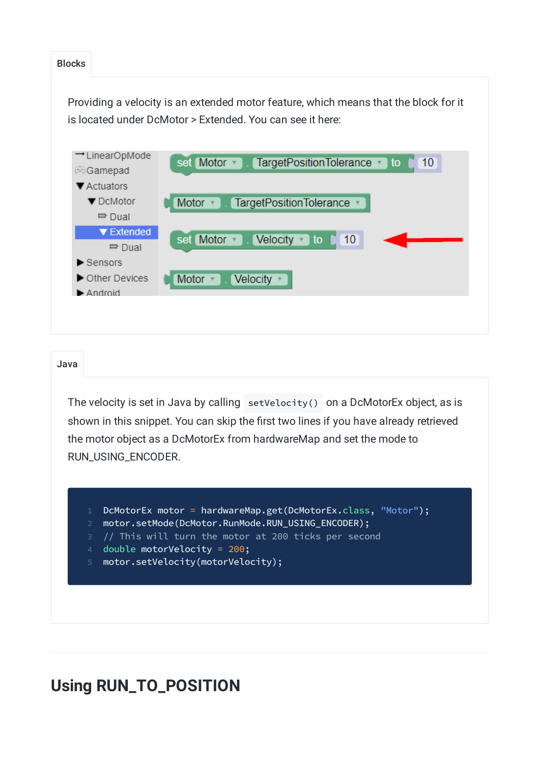Blocks

Providing a velocity is an extended motor feature, which means that the block for it is located under DcMotor > Extended. You can see it here:

Java

The velocity is set in Java by calling `setVelocity()` on a DcMotorEx object, as is shown in this snippet. You can skip the first two lines if you have already retrieved the motor object as a DcMotorEx from hardwareMap and set the mode to RUN_USING_ENCODER.

```java
DcMotorEx motor = hardwareMap.get(DcMotorEx.class, "Motor");
motor.setMode(DcMotor.RunMode.RUN_USING_ENCODER);
// This will turn the motor at 200 ticks per second
double motorVelocity = 200;
motor.setVelocity(motorVelocity);
```

## Using RUN_TO_POSITION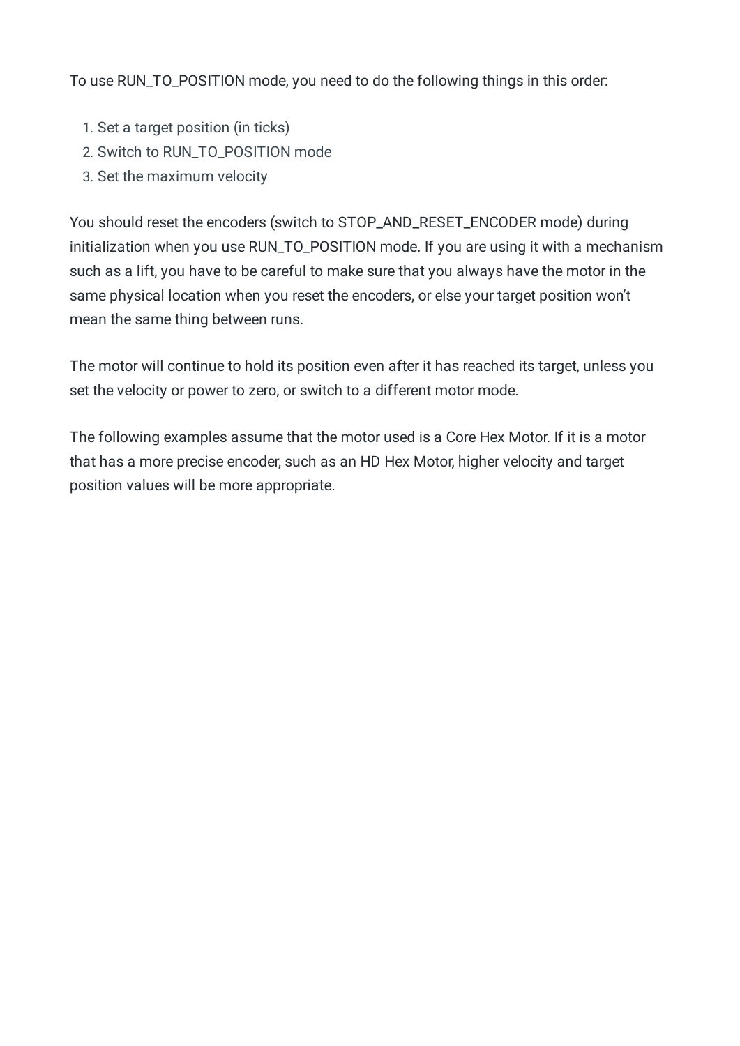To use RUN_TO_POSITION mode, you need to do the following things in this order:

1. Set a target position (in ticks)
2. Switch to RUN_TO_POSITION mode
3. Set the maximum velocity

You should reset the encoders (switch to STOP_AND_RESET_ENCODER mode) during initialization when you use RUN_TO_POSITION mode. If you are using it with a mechanism such as a lift, you have to be careful to make sure that you always have the motor in the same physical location when you reset the encoders, or else your target position won't mean the same thing between runs.

The motor will continue to hold its position even after it has reached its target, unless you set the velocity or power to zero, or switch to a different motor mode.

The following examples assume that the motor used is a Core Hex Motor. If it is a motor that has a more precise encoder, such as an HD Hex Motor, higher velocity and target position values will be more appropriate.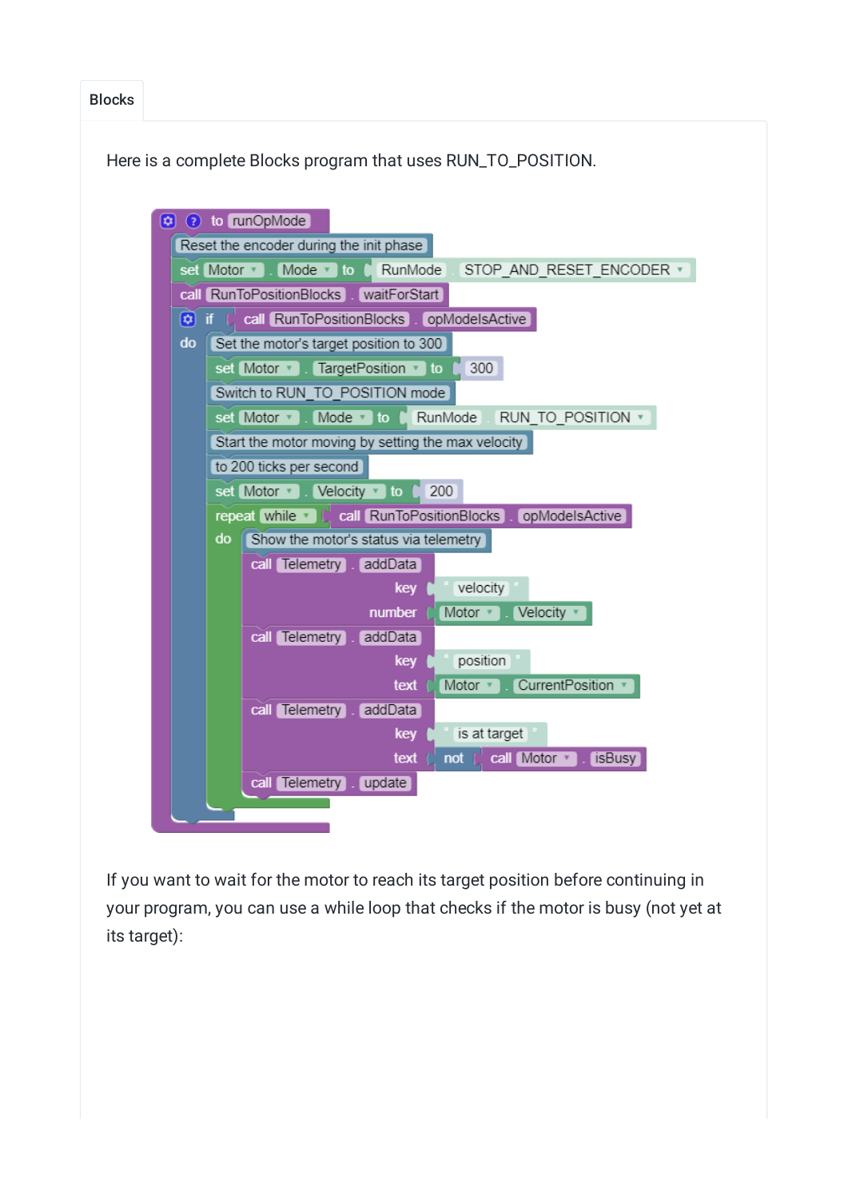Blocks

Here is a complete Blocks program that uses RUN_TO_POSITION.

```
to runOpMode
    Reset the encoder during the init phase
    set Motor . Mode to RunMode STOP_AND_RESET_ENCODER
    call RunToPositionBlocks . waitForStart
    if call RunToPositionBlocks . opModeIsActive
    do  Set the motor's target position to 300
        set Motor . TargetPosition to 300
        Switch to RUN_TO_POSITION mode
        set Motor . Mode to RunMode RUN_TO_POSITION
        Start the motor moving by setting the max velocity
        to 200 ticks per second
        set Motor . Velocity to 200
        repeat while call RunToPositionBlocks . opModeIsActive
        do  Show the motor's status via telemetry
            call Telemetry . addData
                key " velocity "
                number Motor . Velocity
            call Telemetry . addData
                key " position "
                text Motor . CurrentPosition
            call Telemetry . addData
                key " is at target "
                text not call Motor . isBusy
            call Telemetry . update
```

If you want to wait for the motor to reach its target position before continuing in your program, you can use a while loop that checks if the motor is busy (not yet at its target):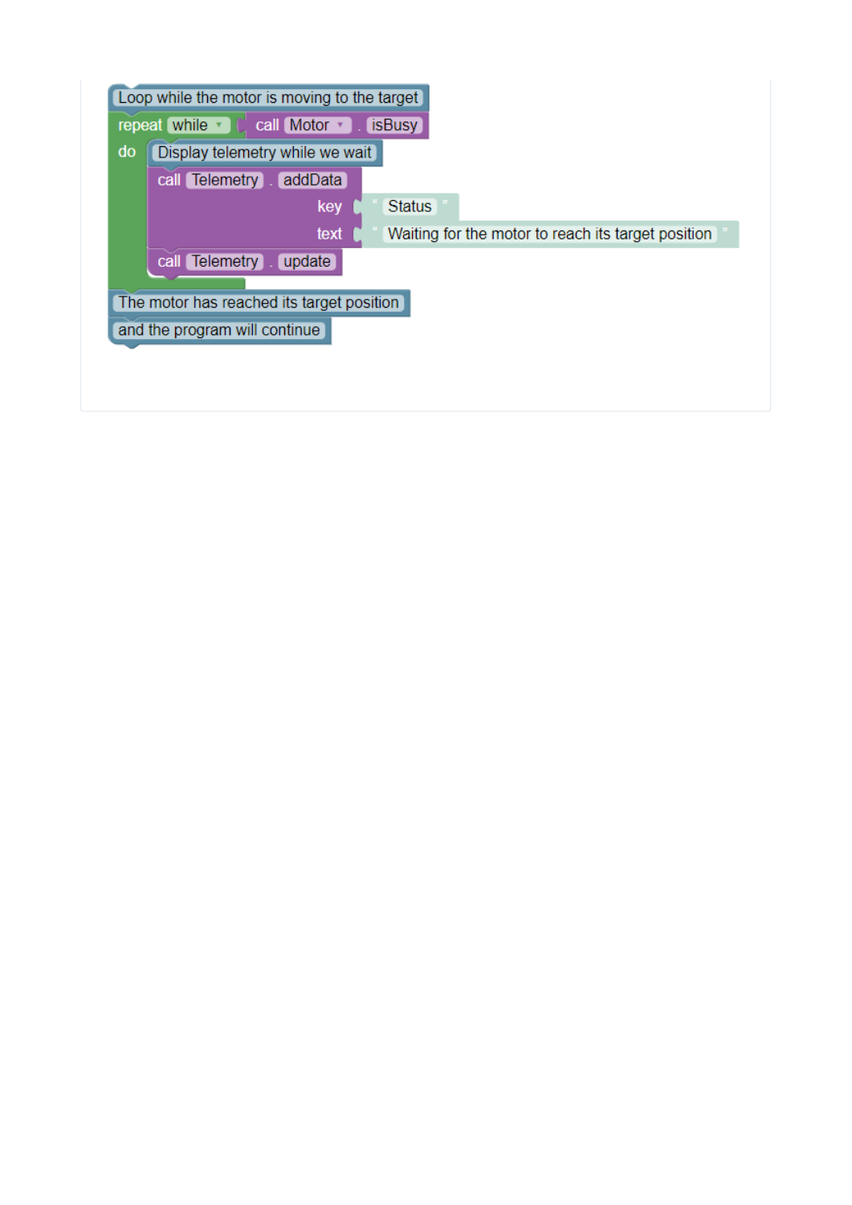```
Loop while the motor is moving to the target
repeat while  call Motor . isBusy
do
    Display telemetry while we wait
    call Telemetry . addData
                        key  " Status "
                        text " Waiting for the motor to reach its target position "
    call Telemetry . update
The motor has reached its target position
and the program will continue
```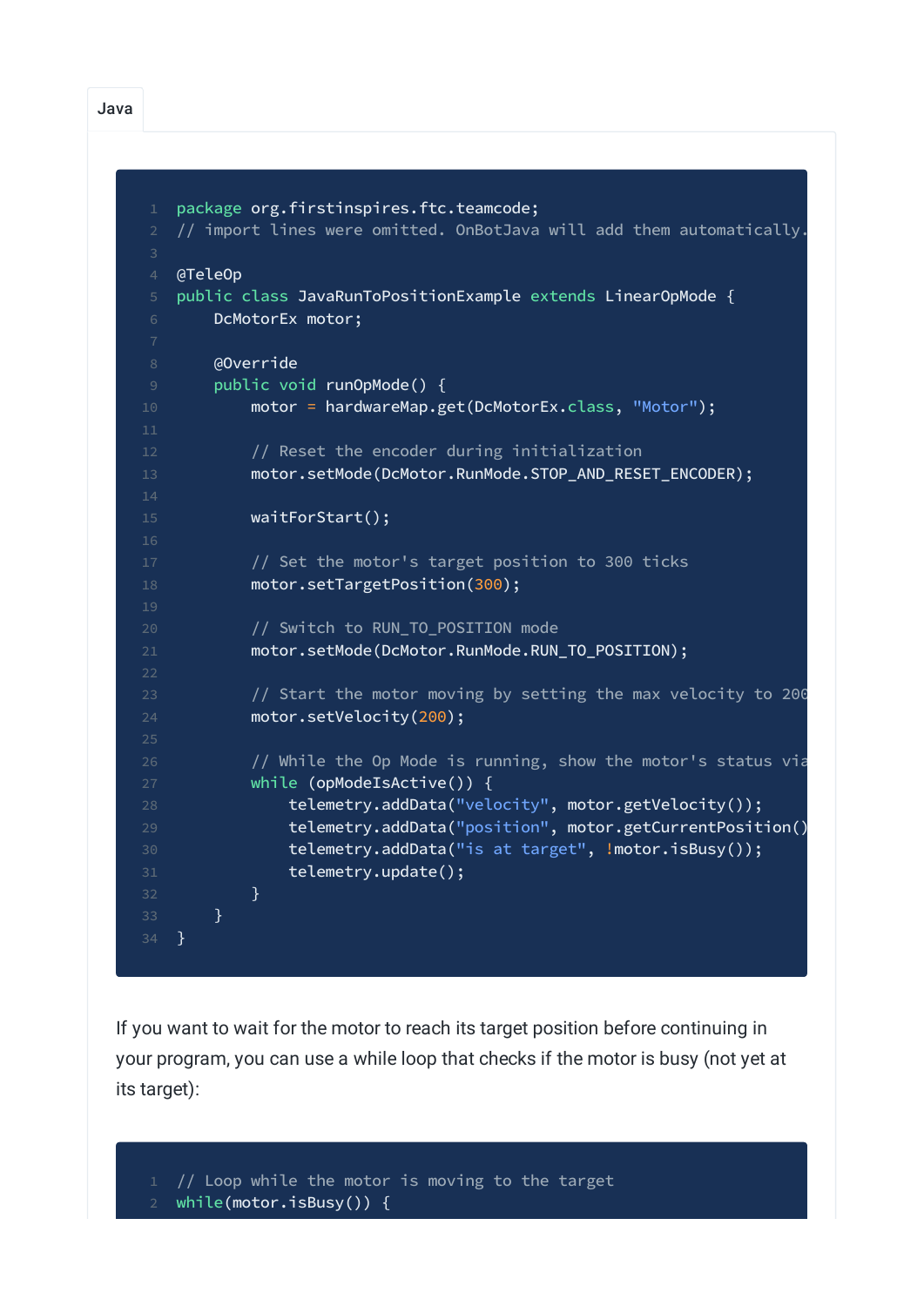Java

```java
package org.firstinspires.ftc.teamcode;
// import lines were omitted. OnBotJava will add them automatically.

@TeleOp
public class JavaRunToPositionExample extends LinearOpMode {
    DcMotorEx motor;

    @Override
    public void runOpMode() {
        motor = hardwareMap.get(DcMotorEx.class, "Motor");

        // Reset the encoder during initialization
        motor.setMode(DcMotor.RunMode.STOP_AND_RESET_ENCODER);

        waitForStart();

        // Set the motor's target position to 300 ticks
        motor.setTargetPosition(300);

        // Switch to RUN_TO_POSITION mode
        motor.setMode(DcMotor.RunMode.RUN_TO_POSITION);

        // Start the motor moving by setting the max velocity to 200
        motor.setVelocity(200);

        // While the Op Mode is running, show the motor's status via
        while (opModeIsActive()) {
            telemetry.addData("velocity", motor.getVelocity());
            telemetry.addData("position", motor.getCurrentPosition()
            telemetry.addData("is at target", !motor.isBusy());
            telemetry.update();
        }
    }
}
```

If you want to wait for the motor to reach its target position before continuing in your program, you can use a while loop that checks if the motor is busy (not yet at its target):

```java
// Loop while the motor is moving to the target
while(motor.isBusy()) {
```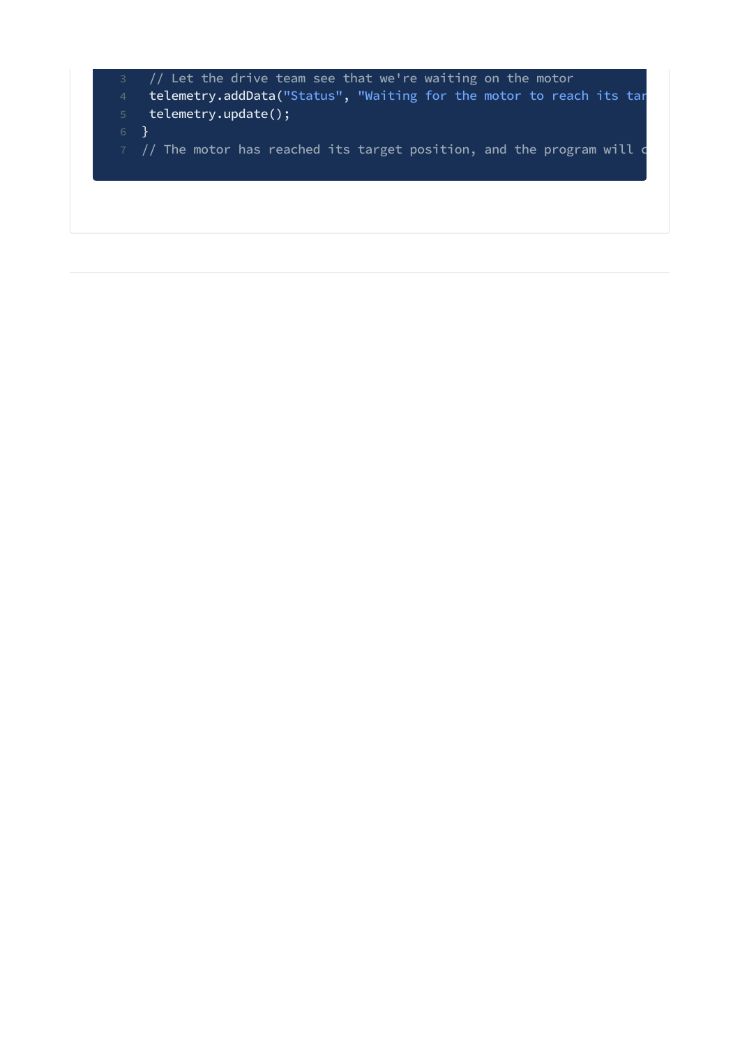```
  // Let the drive team see that we're waiting on the motor
  telemetry.addData("Status", "Waiting for the motor to reach its tar
  telemetry.update();
}
// The motor has reached its target position, and the program will c
```